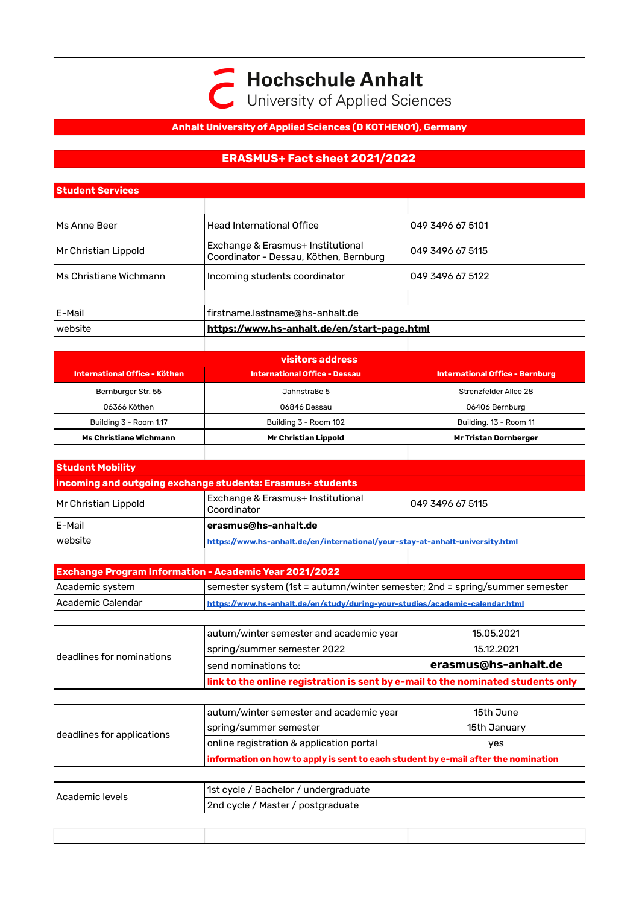# Hochschule Anhalt
University of Applied Sciences

**Anhalt University of Applied Sciences (D KOTHEN01), Germany**

## ERASMUS+ Fact sheet 2021/2022

### Student Services

| | | |
|---|---|---|
| Ms Anne Beer | Head International Office | 049 3496 67 5101 |
| Mr Christian Lippold | Exchange & Erasmus+ Institutional Coordinator - Dessau, Köthen, Bernburg | 049 3496 67 5115 |
| Ms Christiane Wichmann | Incoming students coordinator | 049 3496 67 5122 |

| | |
|---|---|
| E-Mail | firstname.lastname@hs-anhalt.de |
| website | **https://www.hs-anhalt.de/en/start-page.html** |

**visitors address**

| International Office - Köthen | International Office - Dessau | International Office - Bernburg |
|---|---|---|
| Bernburger Str. 55 | Jahnstraße 5 | Strenzfelder Allee 28 |
| 06366 Köthen | 06846 Dessau | 06406 Bernburg |
| Building 3 - Room 1.17 | Building 3 - Room 102 | Building. 13 - Room 11 |
| **Ms Christiane Wichmann** | **Mr Christian Lippold** | **Mr Tristan Dornberger** |

### Student Mobility

**incoming and outgoing exchange students: Erasmus+ students**

| | | |
|---|---|---|
| Mr Christian Lippold | Exchange & Erasmus+ Institutional Coordinator | 049 3496 67 5115 |
| E-Mail | **erasmus@hs-anhalt.de** | |
| website | **https://www.hs-anhalt.de/en/international/your-stay-at-anhalt-university.html** | |

### Exchange Program Information - Academic Year 2021/2022

| | | |
|---|---|---|
| Academic system | semester system (1st = autumn/winter semester; 2nd = spring/summer semester | |
| Academic Calendar | **https://www.hs-anhalt.de/en/study/during-your-studies/academic-calendar.html** | |
| deadlines for nominations | autum/winter semester and academic year | 15.05.2021 |
| | spring/summer semester 2022 | 15.12.2021 |
| | send nominations to: | **erasmus@hs-anhalt.de** |
| | **link to the online registration is sent by e-mail to the nominated students only** | |
| deadlines for applications | autum/winter semester and academic year | 15th June |
| | spring/summer semester | 15th January |
| | online registration & application portal | yes |
| | **information on how to apply is sent to each student by e-mail after the nomination** | |
| Academic levels | 1st cycle / Bachelor / undergraduate | |
| | 2nd cycle / Master / postgraduate | |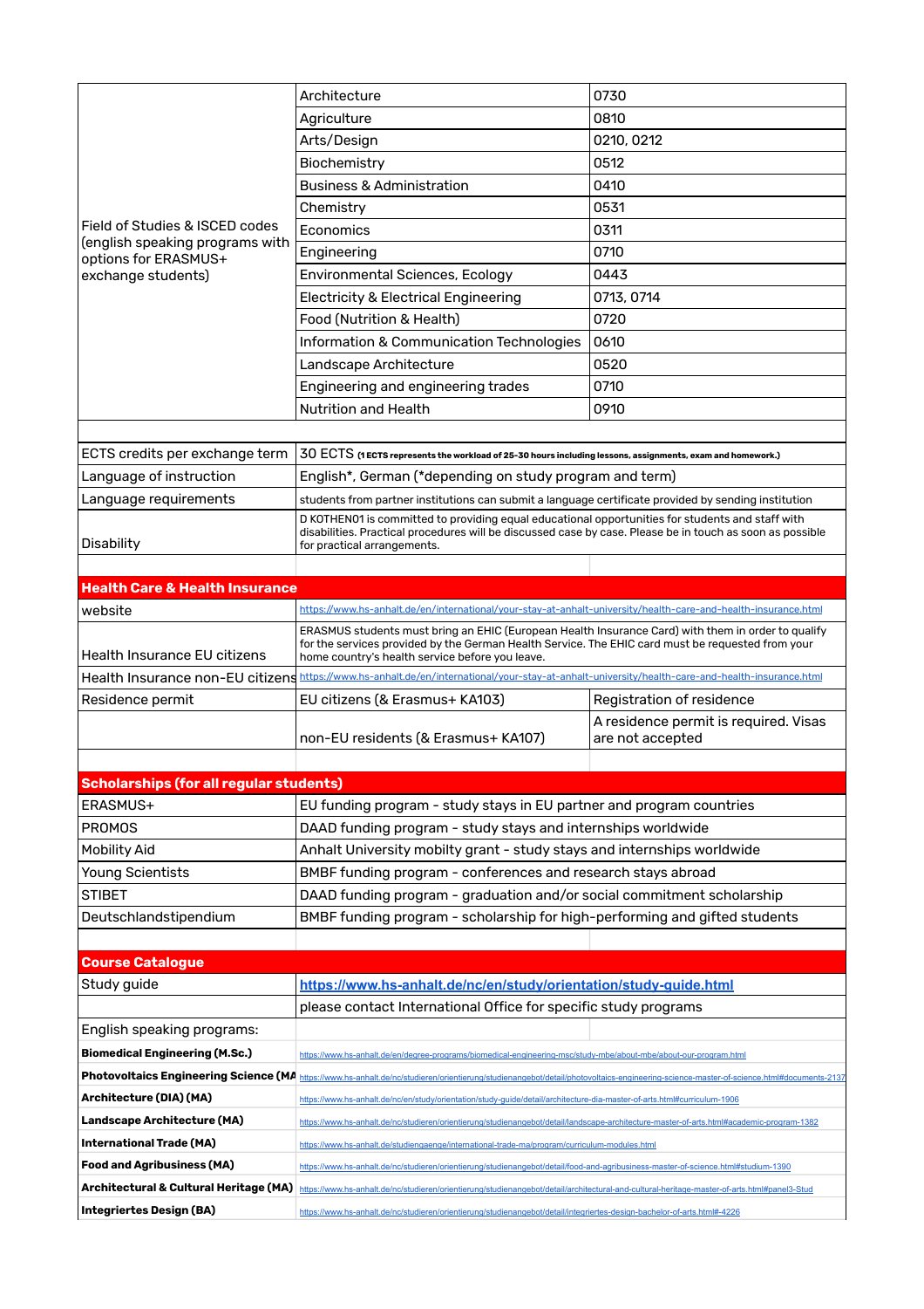| | | |
|---|---|---|
| Field of Studies & ISCED codes (english speaking programs with options for ERASMUS+ exchange students) | Architecture | 0730 |
| | Agriculture | 0810 |
| | Arts/Design | 0210, 0212 |
| | Biochemistry | 0512 |
| | Business & Administration | 0410 |
| | Chemistry | 0531 |
| | Economics | 0311 |
| | Engineering | 0710 |
| | Environmental Sciences, Ecology | 0443 |
| | Electricity & Electrical Engineering | 0713, 0714 |
| | Food (Nutrition & Health) | 0720 |
| | Information & Communication Technologies | 0610 |
| | Landscape Architecture | 0520 |
| | Engineering and engineering trades | 0710 |
| | Nutrition and Health | 0910 |
| | | |
| ECTS credits per exchange term | 30 ECTS (1 ECTS represents the workload of 25-30 hours including lessons, assignments, exam and homework.) | |
| Language of instruction | English*, German (*depending on study program and term) | |
| Language requirements | students from partner institutions can submit a language certificate provided by sending institution | |
| Disability | D KOTHEN01 is committed to providing equal educational opportunities for students and staff with disabilities. Practical procedures will be discussed case by case. Please be in touch as soon as possible for practical arrangements. | |
| | | |
| **Health Care & Health Insurance** | | |
| website | https://www.hs-anhalt.de/en/international/your-stay-at-anhalt-university/health-care-and-health-insurance.html | |
| Health Insurance EU citizens | ERASMUS students must bring an EHIC (European Health Insurance Card) with them in order to qualify for the services provided by the German Health Service. The EHIC card must be requested from your home country's health service before you leave. | |
| Health Insurance non-EU citizens | https://www.hs-anhalt.de/en/international/your-stay-at-anhalt-university/health-care-and-health-insurance.html | |
| Residence permit | EU citizens (& Erasmus+ KA103) | Registration of residence |
| | non-EU residents (& Erasmus+ KA107) | A residence permit is required. Visas are not accepted |
| | | |
| **Scholarships (for all regular students)** | | |
| ERASMUS+ | EU funding program - study stays in EU partner and program countries | |
| PROMOS | DAAD funding program - study stays and internships worldwide | |
| Mobility Aid | Anhalt University mobilty grant - study stays and internships worldwide | |
| Young Scientists | BMBF funding program - conferences and research stays abroad | |
| STIBET | DAAD funding program - graduation and/or social commitment scholarship | |
| Deutschlandstipendium | BMBF funding program - scholarship for high-performing and gifted students | |
| | | |
| **Course Catalogue** | | |
| Study guide | **https://www.hs-anhalt.de/nc/en/study/orientation/study-guide.html** | |
| | please contact International Office for specific study programs | |
| English speaking programs: | | |
| **Biomedical Engineering (M.Sc.)** | https://www.hs-anhalt.de/en/degree-programs/biomedical-engineering-msc/study-mbe/about-mbe/about-our-program.html | |
| **Photovoltaics Engineering Science (MA** | https://www.hs-anhalt.de/nc/studieren/orientierung/studienangebot/detail/photovoltaics-engineering-science-master-of-science.html#documents-2137 | |
| **Architecture (DIA) (MA)** | https://www.hs-anhalt.de/nc/en/study/orientation/study-guide/detail/architecture-dia-master-of-arts.html#curriculum-1906 | |
| **Landscape Architecture (MA)** | https://www.hs-anhalt.de/nc/studieren/orientierung/studienangebot/detail/landscape-architecture-master-of-arts.html#academic-program-1382 | |
| **International Trade (MA)** | https://www.hs-anhalt.de/studiengaenge/international-trade-ma/program/curriculum-modules.html | |
| **Food and Agribusiness (MA)** | https://www.hs-anhalt.de/nc/studieren/orientierung/studienangebot/detail/food-and-agribusiness-master-of-science.html#studium-1390 | |
| **Architectural & Cultural Heritage (MA)** | https://www.hs-anhalt.de/nc/studieren/orientierung/studienangebot/detail/architectural-and-cultural-heritage-master-of-arts.html#panel3-Stud | |
| **Integriertes Design (BA)** | https://www.hs-anhalt.de/nc/studieren/orientierung/studienangebot/detail/integriertes-design-bachelor-of-arts.html#-4226 | |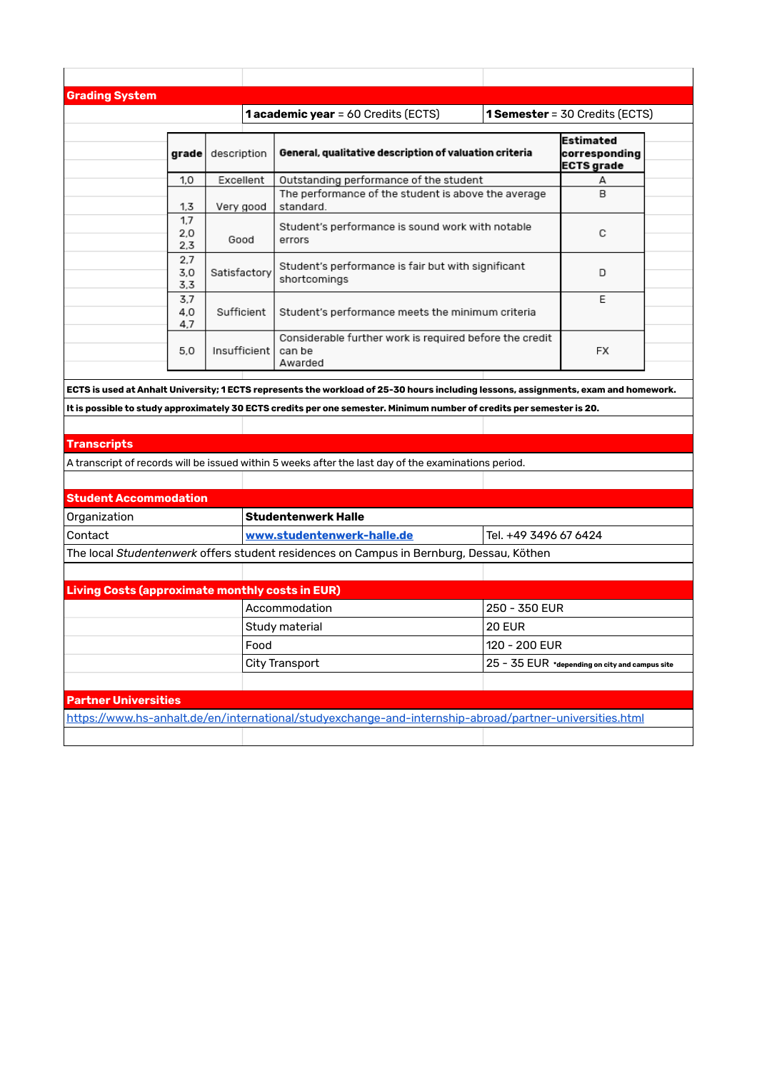## Grading System

| | | |
|---|---|---|
| | **1 academic year** = 60 Credits (ECTS) | **1 Semester** = 30 Credits (ECTS) |

| grade | description | General, qualitative description of valuation criteria | Estimated corresponding ECTS grade |
|---|---|---|---|
| 1,0 | Excellent | Outstanding performance of the student | A |
| 1,3 | Very good | The performance of the student is above the average standard. | B |
| 1,7<br>2,0<br>2,3 | Good | Student's performance is sound work with notable errors | C |
| 2,7<br>3,0<br>3,3 | Satisfactory | Student's performance is fair but with significant shortcomings | D |
| 3,7<br>4,0<br>4,7 | Sufficient | Student's performance meets the minimum criteria | E |
| 5,0 | Insufficient | Considerable further work is required before the credit can be Awarded | FX |

**ECTS is used at Anhalt University; 1 ECTS represents the workload of 25-30 hours including lessons, assignments, exam and homework.**

**It is possible to study approximately 30 ECTS credits per one semester. Minimum number of credits per semester is 20.**

## Transcripts

A transcript of records will be issued within 5 weeks after the last day of the examinations period.

## Student Accommodation

| | | |
|---|---|---|
| Organization | **Studentenwerk Halle** | |
| Contact | **[www.studentenwerk-halle.de](http://www.studentenwerk-halle.de)** | Tel. +49 3496 67 6424 |

The local *Studentenwerk* offers student residences on Campus in Bernburg, Dessau, Köthen

## Living Costs (approximate monthly costs in EUR)

| | |
|---|---|
| Accommodation | 250 - 350 EUR |
| Study material | 20 EUR |
| Food | 120 - 200 EUR |
| City Transport | 25 - 35 EUR *depending on city and campus site |

## Partner Universities

[https://www.hs-anhalt.de/en/international/studyexchange-and-internship-abroad/partner-universities.html](https://www.hs-anhalt.de/en/international/studyexchange-and-internship-abroad/partner-universities.html)